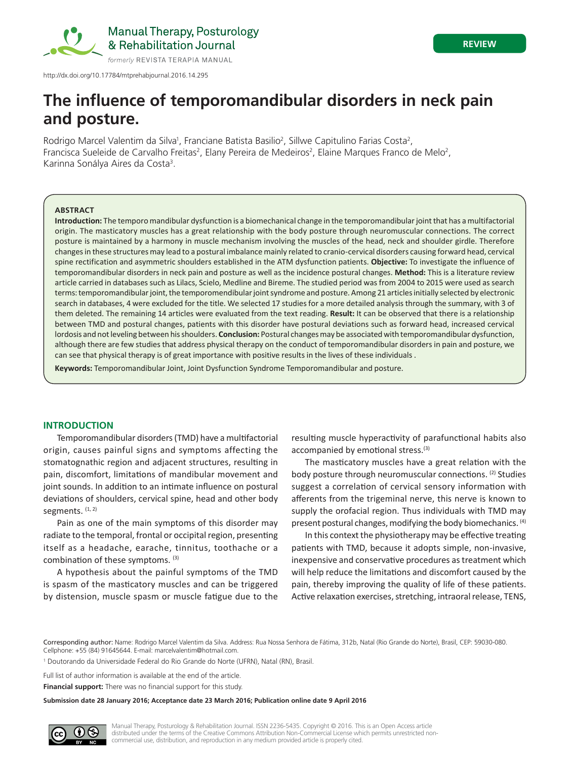REVIEW

http://dx.doi.org/10.17784/mtprehabjournal.2016.14.295

# The influence of temporomandibular disorders in neck pain and posture.

Rodrigo Marcel Valentim da Silva[1], Franciane Batista Basilio[2], Sillwe Capitulino Farias Costa[2], Francisca Sueleide de Carvalho Freitas[2], Elany Pereira de Medeiros[2], Elaine Marques Franco de Melo[2], Karinna Sonályа Aires da Costa[3].

## ABSTRACT

**Introduction:** The temporo mandibular dysfunction is a biomechanical change in the temporomandibular joint that has a multifactorial origin. The masticatory muscles has a great relationship with the body posture through neuromuscular connections. The correct posture is maintained by a harmony in muscle mechanism involving the muscles of the head, neck and shoulder girdle. Therefore changes in these structures may lead to a postural imbalance mainly related to cranio-cervical disorders causing forward head, cervical spine rectification and asymmetric shoulders established in the ATM dysfunction patients. **Objective:** To investigate the influence of temporomandibular disorders in neck pain and posture as well as the incidence postural changes. **Method:** This is a literature review article carried in databases such as Lilacs, Scielo, Medline and Bireme. The studied period was from 2004 to 2015 were used as search terms: temporomandibular joint, the temporomendibular joint syndrome and posture. Among 21 articles initially selected by electronic search in databases, 4 were excluded for the title. We selected 17 studies for a more detailed analysis through the summary, with 3 of them deleted. The remaining 14 articles were evaluated from the text reading. **Result:** It can be observed that there is a relationship between TMD and postural changes, patients with this disorder have postural deviations such as forward head, increased cervical lordosis and not leveling between his shoulders. **Conclusion:** Postural changes may be associated with temporomandibular dysfunction, although there are few studies that address physical therapy on the conduct of temporomandibular disorders in pain and posture, we can see that physical therapy is of great importance with positive results in the lives of these individuals .

**Keywords:** Temporomandibular Joint, Joint Dysfunction Syndrome Temporomandibular and posture.

## INTRODUCTION

Temporomandibular disorders (TMD) have a multifactorial origin, causes painful signs and symptoms affecting the stomatognathic region and adjacent structures, resulting in pain, discomfort, limitations of mandibular movement and joint sounds. In addition to an intimate influence on postural deviations of shoulders, cervical spine, head and other body segments. [1, 2]

Pain as one of the main symptoms of this disorder may radiate to the temporal, frontal or occipital region, presenting itself as a headache, earache, tinnitus, toothache or a combination of these symptoms. [3]

A hypothesis about the painful symptoms of the TMD is spasm of the masticatory muscles and can be triggered by distension, muscle spasm or muscle fatigue due to the resulting muscle hyperactivity of parafunctional habits also accompanied by emotional stress.[3]

The masticatory muscles have a great relation with the body posture through neuromuscular connections. [2] Studies suggest a correlation of cervical sensory information with afferents from the trigeminal nerve, this nerve is known to supply the orofacial region. Thus individuals with TMD may present postural changes, modifying the body biomechanics. [4]

In this context the physiotherapy may be effective treating patients with TMD, because it adopts simple, non-invasive, inexpensive and conservative procedures as treatment which will help reduce the limitations and discomfort caused by the pain, thereby improving the quality of life of these patients. Active relaxation exercises, stretching, intraoral release, TENS,

Corresponding author: Name: Rodrigo Marcel Valentim da Silva. Address: Rua Nossa Senhora de Fátima, 312b, Natal (Rio Grande do Norte), Brasil, CEP: 59030-080. Cellphone: +55 (84) 91645644. E-mail: marcelvalentim@hotmail.com.

[1] Doutorando da Universidade Federal do Rio Grande do Norte (UFRN), Natal (RN), Brasil.

Full list of author information is available at the end of the article.

**Financial support:** There was no financial support for this study.

**Submission date 28 January 2016; Acceptance date 23 March 2016; Publication online date 9 April 2016**

Manual Therapy, Posturology & Rehabilitation Journal. ISSN 2236-5435. Copyright © 2016. This is an Open Access article distributed under the terms of the Creative Commons Attribution Non-Commercial License which permits unrestricted non-commercial use, distribution, and reproduction in any medium provided article is properly cited.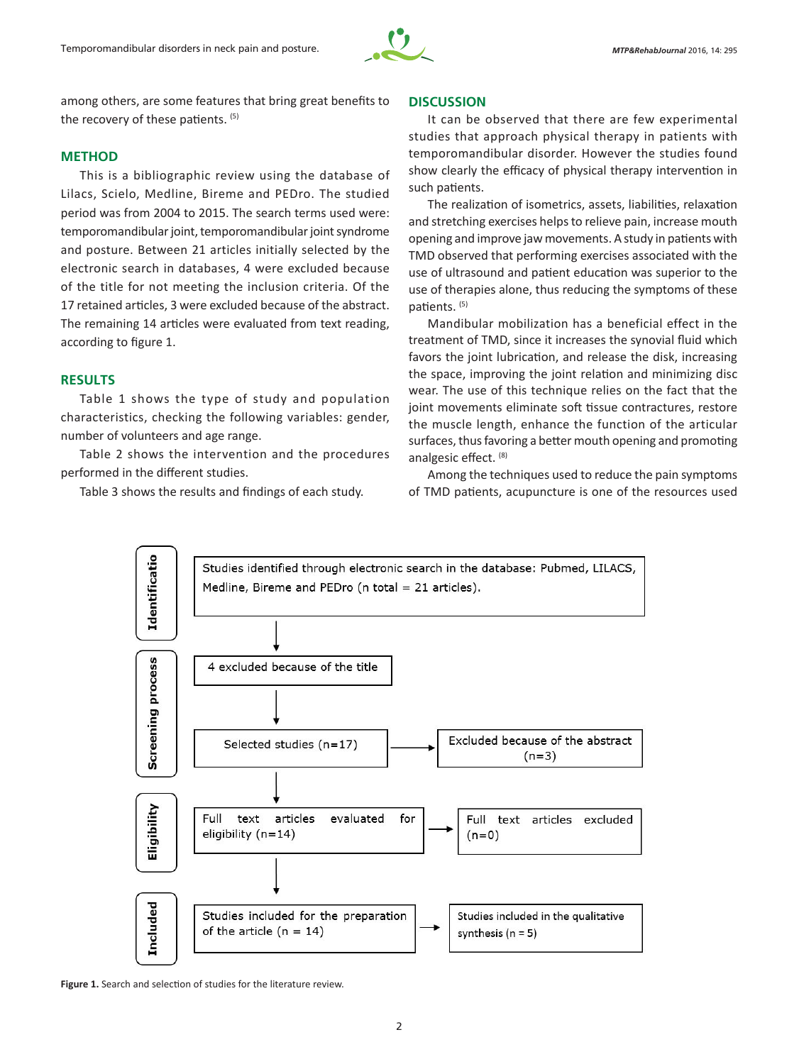among others, are some features that bring great benefits to the recovery of these patients. [5]

## METHOD

This is a bibliographic review using the database of Lilacs, Scielo, Medline, Bireme and PEDro. The studied period was from 2004 to 2015. The search terms used were: temporomandibular joint, temporomandibular joint syndrome and posture. Between 21 articles initially selected by the electronic search in databases, 4 were excluded because of the title for not meeting the inclusion criteria. Of the 17 retained articles, 3 were excluded because of the abstract. The remaining 14 articles were evaluated from text reading, according to figure 1.

## RESULTS

Table 1 shows the type of study and population characteristics, checking the following variables: gender, number of volunteers and age range.

Table 2 shows the intervention and the procedures performed in the different studies.

Table 3 shows the results and findings of each study.

## DISCUSSION

It can be observed that there are few experimental studies that approach physical therapy in patients with temporomandibular disorder. However the studies found show clearly the efficacy of physical therapy intervention in such patients.

The realization of isometrics, assets, liabilities, relaxation and stretching exercises helps to relieve pain, increase mouth opening and improve jaw movements. A study in patients with TMD observed that performing exercises associated with the use of ultrasound and patient education was superior to the use of therapies alone, thus reducing the symptoms of these patients. [5]

Mandibular mobilization has a beneficial effect in the treatment of TMD, since it increases the synovial fluid which favors the joint lubrication, and release the disk, increasing the space, improving the joint relation and minimizing disc wear. The use of this technique relies on the fact that the joint movements eliminate soft tissue contractures, restore the muscle length, enhance the function of the articular surfaces, thus favoring a better mouth opening and promoting analgesic effect. [8]

Among the techniques used to reduce the pain symptoms of TMD patients, acupuncture is one of the resources used

**Identificatio**
Studies identified through electronic search in the database: Pubmed, LILACS, Medline, Bireme and PEDro (n total = 21 articles).

↓

**Screening process**
4 excluded because of the title

↓

Selected studies (n=17) → Excluded because of the abstract (n=3)

↓

**Eligibility**
Full text articles evaluated for eligibility (n=14) → Full text articles excluded (n=0)

↓

**Included**
Studies included for the preparation of the article (n = 14) → Studies included in the qualitative synthesis (n = 5)

**Figure 1.** Search and selection of studies for the literature review.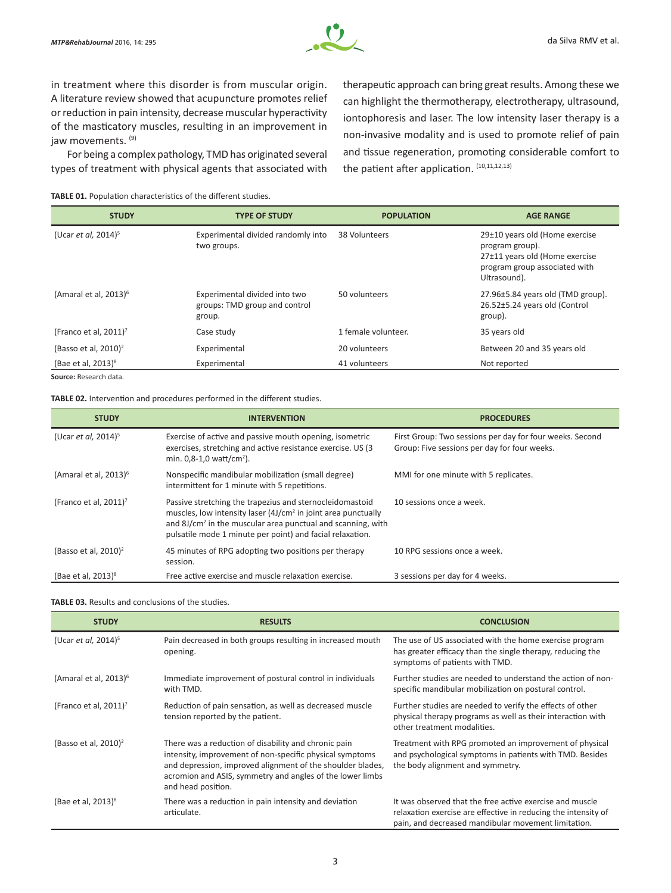in treatment where this disorder is from muscular origin. A literature review showed that acupuncture promotes relief or reduction in pain intensity, decrease muscular hyperactivity of the masticatory muscles, resulting in an improvement in jaw movements. [9]

For being a complex pathology, TMD has originated several types of treatment with physical agents that associated with therapeutic approach can bring great results. Among these we can highlight the thermotherapy, electrotherapy, ultrasound, iontophoresis and laser. The low intensity laser therapy is a non-invasive modality and is used to promote relief of pain and tissue regeneration, promoting considerable comfort to the patient after application. [10,11,12,13]

**TABLE 01.** Population characteristics of the different studies.

| STUDY | TYPE OF STUDY | POPULATION | AGE RANGE |
|---|---|---|---|
| (Ucar *et al,* 2014)[5] | Experimental divided randomly into two groups. | 38 Volunteers | 29±10 years old (Home exercise program group). 27±11 years old (Home exercise program group associated with Ultrasound). |
| (Amaral et al, 2013)[6] | Experimental divided into two groups: TMD group and control group. | 50 volunteers | 27.96±5.84 years old (TMD group). 26.52±5.24 years old (Control group). |
| (Franco et al, 2011)[7] | Case study | 1 female volunteer. | 35 years old |
| (Basso et al, 2010)[2] | Experimental | 20 volunteers | Between 20 and 35 years old |
| (Bae et al, 2013)[8] | Experimental | 41 volunteers | Not reported |

**Source:** Research data.

**TABLE 02.** Intervention and procedures performed in the different studies.

| STUDY | INTERVENTION | PROCEDURES |
|---|---|---|
| (Ucar *et al,* 2014)[5] | Exercise of active and passive mouth opening, isometric exercises, stretching and active resistance exercise. US (3 min. 0,8-1,0 watt/cm$^2$). | First Group: Two sessions per day for four weeks. Second Group: Five sessions per day for four weeks. |
| (Amaral et al, 2013)[6] | Nonspecific mandibular mobilization (small degree) intermittent for 1 minute with 5 repetitions. | MMI for one minute with 5 replicates. |
| (Franco et al, 2011)[7] | Passive stretching the trapezius and sternocleidomastoid muscles, low intensity laser (4J/cm$^2$ in joint area punctually and 8J/cm$^2$ in the muscular area punctual and scanning, with pulsatile mode 1 minute per point) and facial relaxation. | 10 sessions once a week. |
| (Basso et al, 2010)[2] | 45 minutes of RPG adopting two positions per therapy session. | 10 RPG sessions once a week. |
| (Bae et al, 2013)[8] | Free active exercise and muscle relaxation exercise. | 3 sessions per day for 4 weeks. |

**TABLE 03.** Results and conclusions of the studies.

| STUDY | RESULTS | CONCLUSION |
|---|---|---|
| (Ucar *et al,* 2014)[5] | Pain decreased in both groups resulting in increased mouth opening. | The use of US associated with the home exercise program has greater efficacy than the single therapy, reducing the symptoms of patients with TMD. |
| (Amaral et al, 2013)[6] | Immediate improvement of postural control in individuals with TMD. | Further studies are needed to understand the action of non-specific mandibular mobilization on postural control. |
| (Franco et al, 2011)[7] | Reduction of pain sensation, as well as decreased muscle tension reported by the patient. | Further studies are needed to verify the effects of other physical therapy programs as well as their interaction with other treatment modalities. |
| (Basso et al, 2010)[2] | There was a reduction of disability and chronic pain intensity, improvement of non-specific physical symptoms and depression, improved alignment of the shoulder blades, acromion and ASIS, symmetry and angles of the lower limbs and head position. | Treatment with RPG promoted an improvement of physical and psychological symptoms in patients with TMD. Besides the body alignment and symmetry. |
| (Bae et al, 2013)[8] | There was a reduction in pain intensity and deviation articulate. | It was observed that the free active exercise and muscle relaxation exercise are effective in reducing the intensity of pain, and decreased mandibular movement limitation. |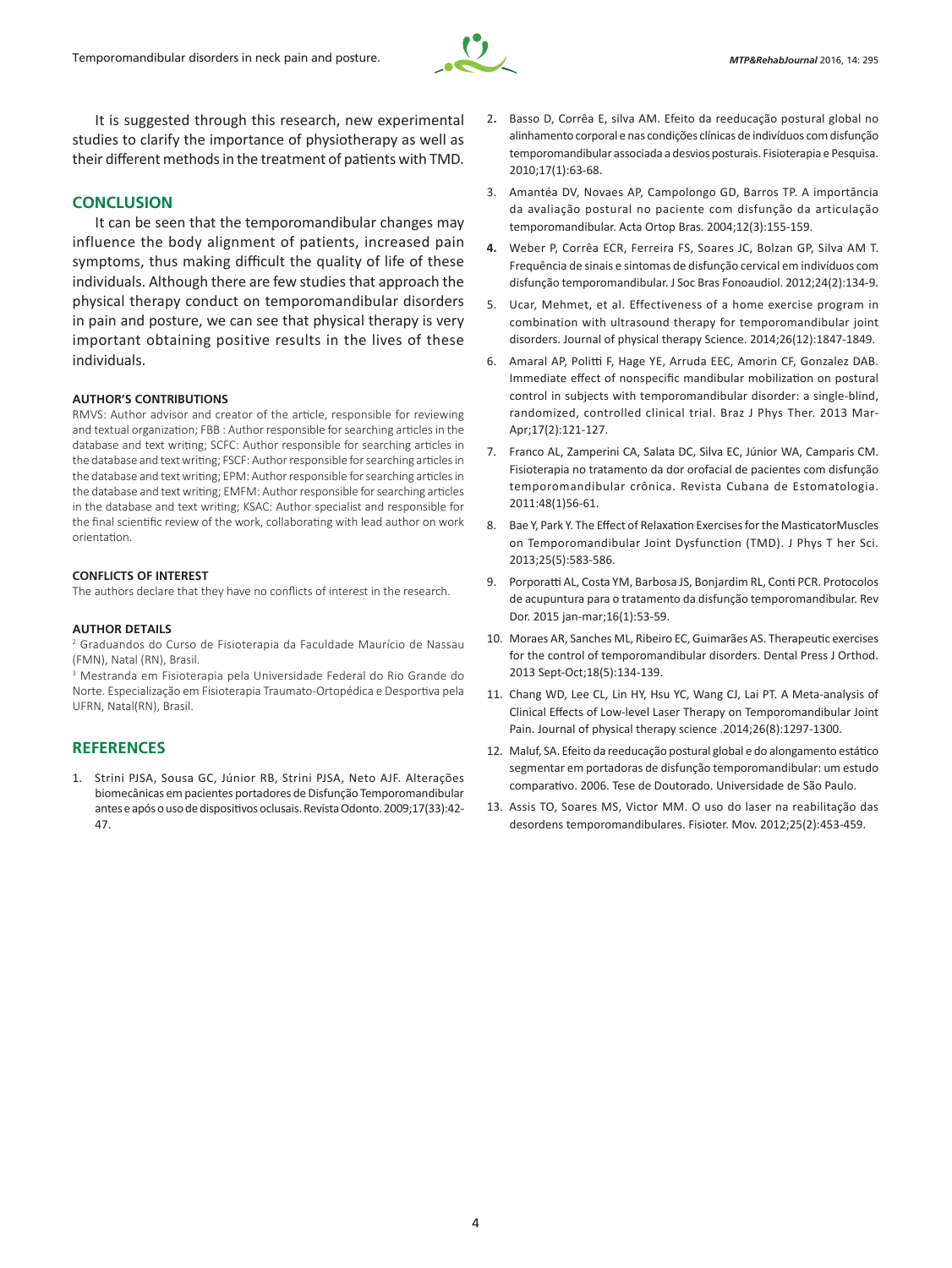It is suggested through this research, new experimental studies to clarify the importance of physiotherapy as well as their different methods in the treatment of patients with TMD.

## CONCLUSION

It can be seen that the temporomandibular changes may influence the body alignment of patients, increased pain symptoms, thus making difficult the quality of life of these individuals. Although there are few studies that approach the physical therapy conduct on temporomandibular disorders in pain and posture, we can see that physical therapy is very important obtaining positive results in the lives of these individuals.

#### AUTHOR'S CONTRIBUTIONS

RMVS: Author advisor and creator of the article, responsible for reviewing and textual organization; FBB : Author responsible for searching articles in the database and text writing; SCFC: Author responsible for searching articles in the database and text writing; FSCF: Author responsible for searching articles in the database and text writing; EPM: Author responsible for searching articles in the database and text writing; EMFM: Author responsible for searching articles in the database and text writing; KSAC: Author specialist and responsible for the final scientific review of the work, collaborating with lead author on work orientation.

#### CONFLICTS OF INTEREST

The authors declare that they have no conflicts of interest in the research.

#### AUTHOR DETAILS

[2] Graduandos do Curso de Fisioterapia da Faculdade Maurício de Nassau (FMN), Natal (RN), Brasil.

[3] Mestranda em Fisioterapia pela Universidade Federal do Rio Grande do Norte. Especialização em Fisioterapia Traumato-Ortopédica e Desportiva pela UFRN, Natal(RN), Brasil.

## REFERENCES

1. Strini PJSA, Sousa GC, Júnior RB, Strini PJSA, Neto AJF. Alterações biomecânicas em pacientes portadores de Disfunção Temporomandibular antes e após o uso de dispositivos oclusais. Revista Odonto. 2009;17(33):42-47.
2. Basso D, Corrêa E, silva AM. Efeito da reeducação postural global no alinhamento corporal e nas condições clínicas de indivíduos com disfunção temporomandibular associada a desvios posturais. Fisioterapia e Pesquisa. 2010;17(1):63-68.
3. Amantéa DV, Novaes AP, Campolongo GD, Barros TP. A importância da avaliação postural no paciente com disfunção da articulação temporomandibular. Acta Ortop Bras. 2004;12(3):155-159.
4. Weber P, Corrêa ECR, Ferreira FS, Soares JC, Bolzan GP, Silva AM T. Frequência de sinais e sintomas de disfunção cervical em indivíduos com disfunção temporomandibular. J Soc Bras Fonoaudiol. 2012;24(2):134-9.
5. Ucar, Mehmet, et al. Effectiveness of a home exercise program in combination with ultrasound therapy for temporomandibular joint disorders. Journal of physical therapy Science. 2014;26(12):1847-1849.
6. Amaral AP, Politti F, Hage YE, Arruda EEC, Amorin CF, Gonzalez DAB. Immediate effect of nonspecific mandibular mobilization on postural control in subjects with temporomandibular disorder: a single-blind, randomized, controlled clinical trial. Braz J Phys Ther. 2013 Mar-Apr;17(2):121-127.
7. Franco AL, Zamperini CA, Salata DC, Silva EC, Júnior WA, Camparis CM. Fisioterapia no tratamento da dor orofacial de pacientes com disfunção temporomandibular crônica. Revista Cubana de Estomatologia. 2011:48(1)56-61.
8. Bae Y, Park Y. The Effect of Relaxation Exercises for the MasticatorMuscles on Temporomandibular Joint Dysfunction (TMD). J Phys T her Sci. 2013;25(5):583-586.
9. Porporatti AL, Costa YM, Barbosa JS, Bonjardim RL, Conti PCR. Protocolos de acupuntura para o tratamento da disfunção temporomandibular. Rev Dor. 2015 jan-mar;16(1):53-59.
10. Moraes AR, Sanches ML, Ribeiro EC, Guimarães AS. Therapeutic exercises for the control of temporomandibular disorders. Dental Press J Orthod. 2013 Sept-Oct;18(5):134-139.
11. Chang WD, Lee CL, Lin HY, Hsu YC, Wang CJ, Lai PT. A Meta-analysis of Clinical Effects of Low-level Laser Therapy on Temporomandibular Joint Pain. Journal of physical therapy science .2014;26(8):1297-1300.
12. Maluf, SA. Efeito da reeducação postural global e do alongamento estático segmentar em portadoras de disfunção temporomandibular: um estudo comparativo. 2006. Tese de Doutorado. Universidade de São Paulo.
13. Assis TO, Soares MS, Victor MM. O uso do laser na reabilitação das desordens temporomandibulares. Fisioter. Mov. 2012;25(2):453-459.